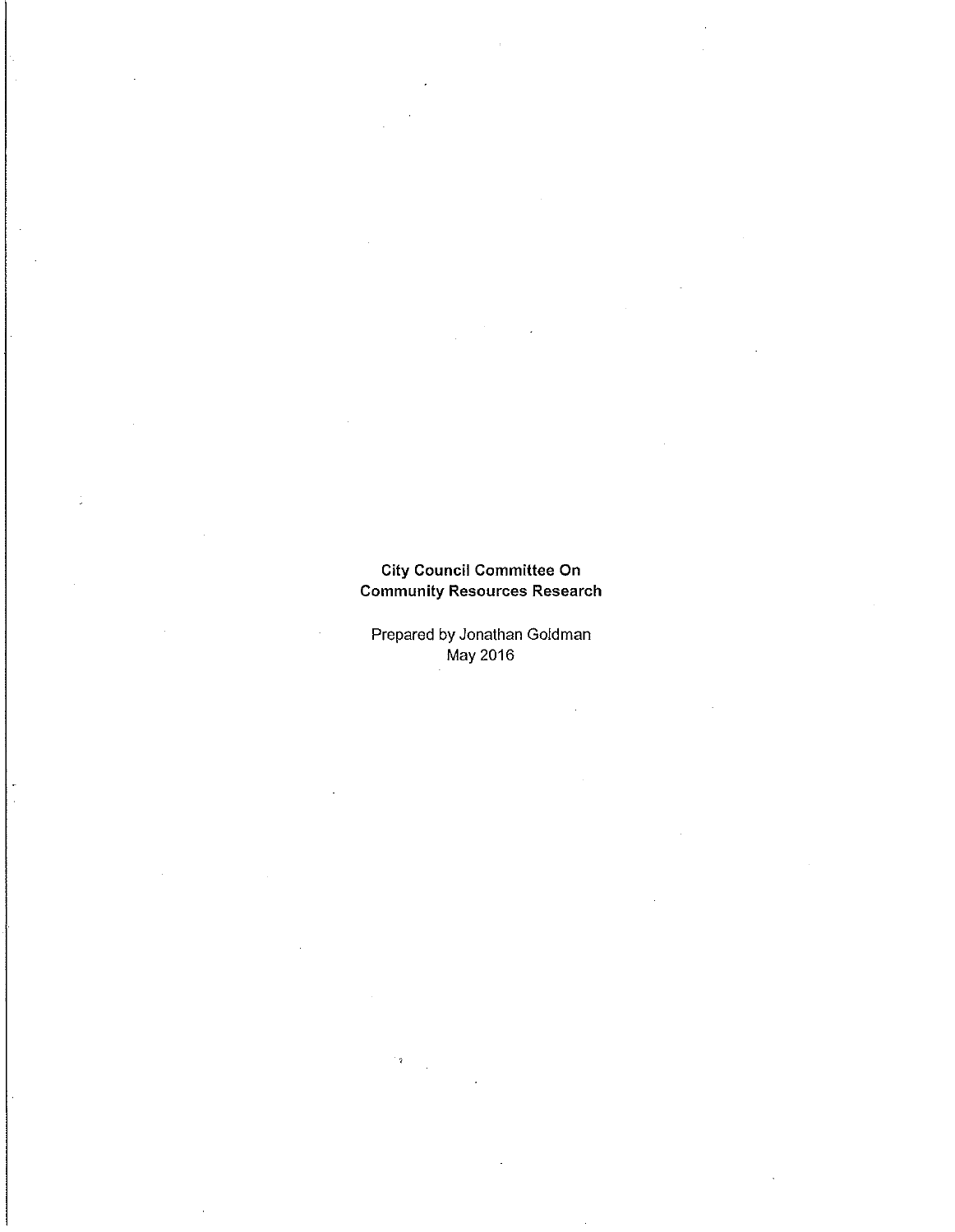**City Council Committee On**
**Community Resources Research**

Prepared by Jonathan Goldman
May 2016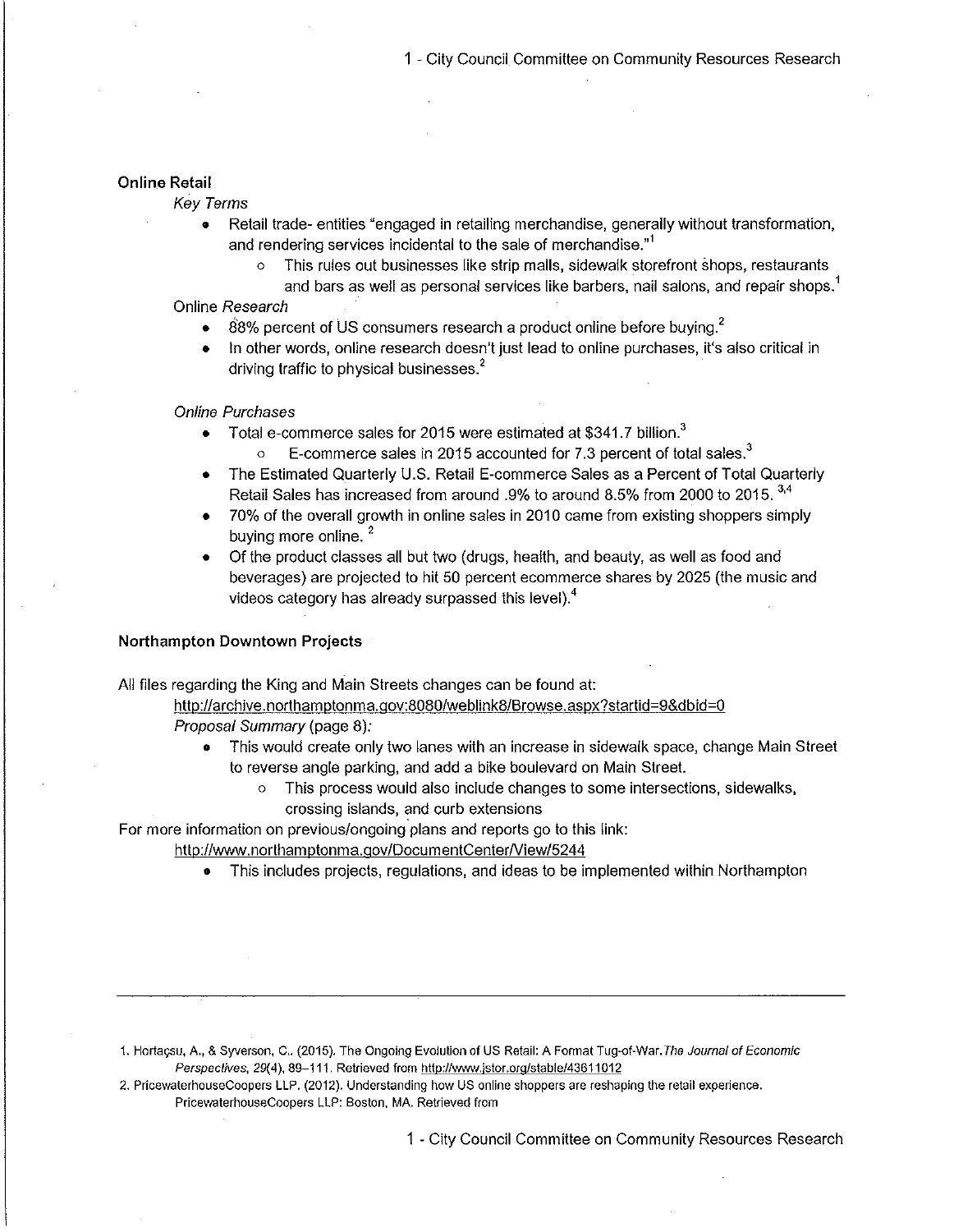## Online Retail

*Key Terms*

- Retail trade- entities "engaged in retailing merchandise, generally without transformation, and rendering services incidental to the sale of merchandise."[1]
  - This rules out businesses like strip malls, sidewalk storefront shops, restaurants and bars as well as personal services like barbers, nail salons, and repair shops.[1]

Online *Research*

- 88% percent of US consumers research a product online before buying.[2]
- In other words, online research doesn't just lead to online purchases, it's also critical in driving traffic to physical businesses.[2]

*Online Purchases*

- Total e-commerce sales for 2015 were estimated at $341.7 billion.[3]
  - E-commerce sales in 2015 accounted for 7.3 percent of total sales.[3]
- The Estimated Quarterly U.S. Retail E-commerce Sales as a Percent of Total Quarterly Retail Sales has increased from around .9% to around 8.5% from 2000 to 2015.[3,4]
- 70% of the overall growth in online sales in 2010 came from existing shoppers simply buying more online.[2]
- Of the product classes all but two (drugs, health, and beauty, as well as food and beverages) are projected to hit 50 percent ecommerce shares by 2025 (the music and videos category has already surpassed this level).[4]

## Northampton Downtown Projects

All files regarding the King and Main Streets changes can be found at:

http://archive.northamptonma.gov:8080/weblink8/Browse.aspx?startid=9&dbid=0

*Proposal Summary* (page 8):

- This would create only two lanes with an increase in sidewalk space, change Main Street to reverse angle parking, and add a bike boulevard on Main Street.
  - This process would also include changes to some intersections, sidewalks, crossing islands, and curb extensions

For more information on previous/ongoing plans and reports go to this link:

http://www.northamptonma.gov/DocumentCenter/View/5244

- This includes projects, regulations, and ideas to be implemented within Northampton

---

1. Hortaçsu, A., & Syverson, C. (2015). The Ongoing Evolution of US Retail: A Format Tug-of-War. *The Journal of Economic Perspectives*, 29(4), 89–111. Retrieved from http://www.jstor.org/stable/43611012
2. PricewaterhouseCoopers LLP. (2012). Understanding how US online shoppers are reshaping the retail experience. PricewaterhouseCoopers LLP: Boston, MA. Retrieved from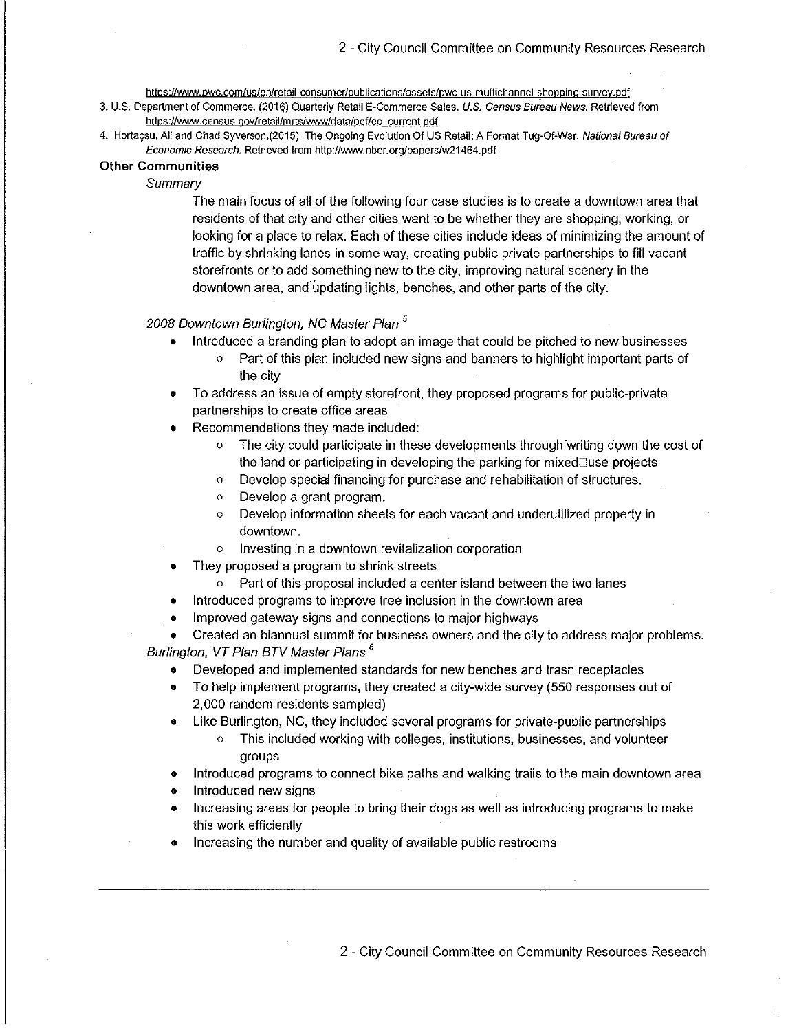https://www.pwc.com/us/en/retail-consumer/publications/assets/pwc-us-multichannel-shopping-survey.pdf

3. U.S. Department of Commerce. (2016) Quarterly Retail E-Commerce Sales. *U.S. Census Bureau News.* Retrieved from https://www.census.gov/retail/mrts/www/data/pdf/ec_current.pdf
4. Hortaçsu, Ali and Chad Syverson.(2015) The Ongoing Evolution Of US Retail: A Format Tug-Of-War. *National Bureau of Economic Research.* Retrieved from http://www.nber.org/papers/w21464.pdf

**Other Communities**

*Summary*

The main focus of all of the following four case studies is to create a downtown area that residents of that city and other cities want to be whether they are shopping, working, or looking for a place to relax. Each of these cities include ideas of minimizing the amount of traffic by shrinking lanes in some way, creating public private partnerships to fill vacant storefronts or to add something new to the city, improving natural scenery in the downtown area, and updating lights, benches, and other parts of the city.

*2008 Downtown Burlington, NC Master Plan* [5]

- Introduced a branding plan to adopt an image that could be pitched to new businesses
  - Part of this plan included new signs and banners to highlight important parts of the city
- To address an issue of empty storefront, they proposed programs for public-private partnerships to create office areas
- Recommendations they made included:
  - The city could participate in these developments through writing down the cost of the land or participating in developing the parking for mixed□use projects
  - Develop special financing for purchase and rehabilitation of structures.
  - Develop a grant program.
  - Develop information sheets for each vacant and underutilized property in downtown.
  - Investing in a downtown revitalization corporation
- They proposed a program to shrink streets
  - Part of this proposal included a center island between the two lanes
- Introduced programs to improve tree inclusion in the downtown area
- Improved gateway signs and connections to major highways
- Created an biannual summit for business owners and the city to address major problems.

*Burlington, VT Plan BTV Master Plans* [6]

- Developed and implemented standards for new benches and trash receptacles
- To help implement programs, they created a city-wide survey (550 responses out of 2,000 random residents sampled)
- Like Burlington, NC, they included several programs for private-public partnerships
  - This included working with colleges, institutions, businesses, and volunteer groups
- Introduced programs to connect bike paths and walking trails to the main downtown area
- Introduced new signs
- Increasing areas for people to bring their dogs as well as introducing programs to make this work efficiently
- Increasing the number and quality of available public restrooms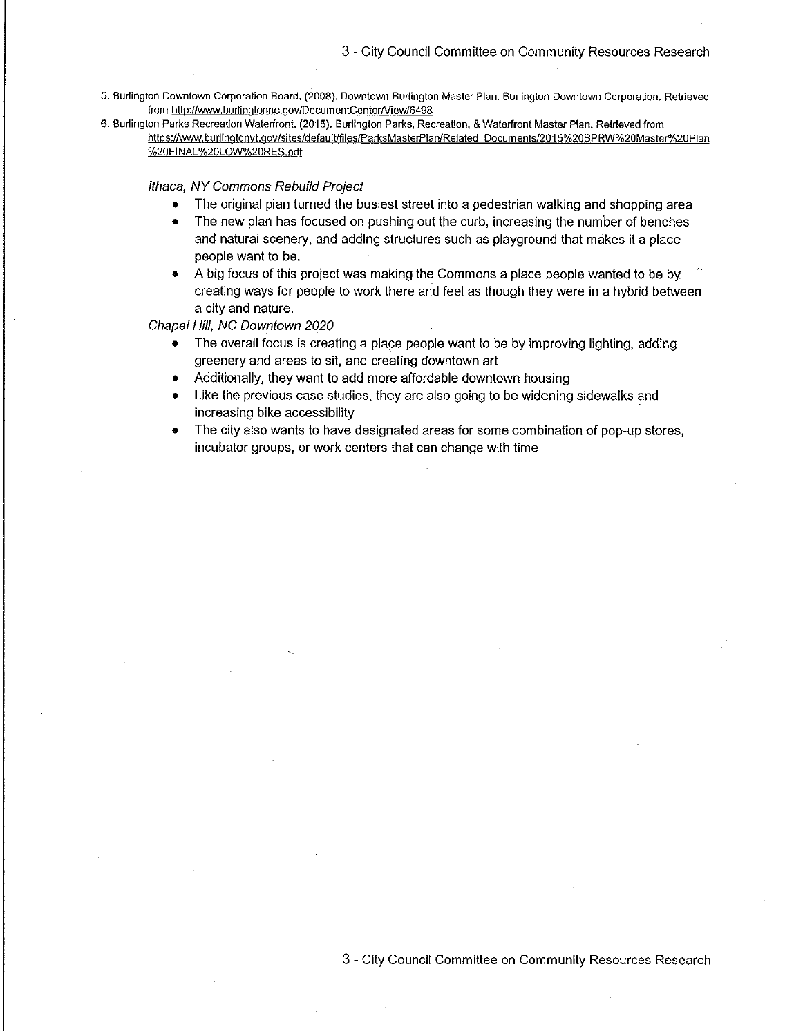5. Burlington Downtown Corporation Board. (2008). Downtown Burlington Master Plan. Burlington Downtown Corporation. Retrieved from http://www.burlingtonnc.gov/DocumentCenter/View/6498
6. Burlington Parks Recreation Waterfront. (2015). Burlington Parks, Recreation, & Waterfront Master Plan. Retrieved from https://www.burlingtonvt.gov/sites/default/files/ParksMasterPlan/Related_Documents/2015%20BPRW%20Master%20Plan%20FINAL%20LOW%20RES.pdf

*Ithaca, NY Commons Rebuild Project*

- The original plan turned the busiest street into a pedestrian walking and shopping area
- The new plan has focused on pushing out the curb, increasing the number of benches and natural scenery, and adding structures such as playground that makes it a place people want to be.
- A big focus of this project was making the Commons a place people wanted to be by creating ways for people to work there and feel as though they were in a hybrid between a city and nature.

*Chapel Hill, NC Downtown 2020*

- The overall focus is creating a place people want to be by improving lighting, adding greenery and areas to sit, and creating downtown art
- Additionally, they want to add more affordable downtown housing
- Like the previous case studies, they are also going to be widening sidewalks and increasing bike accessibility
- The city also wants to have designated areas for some combination of pop-up stores, incubator groups, or work centers that can change with time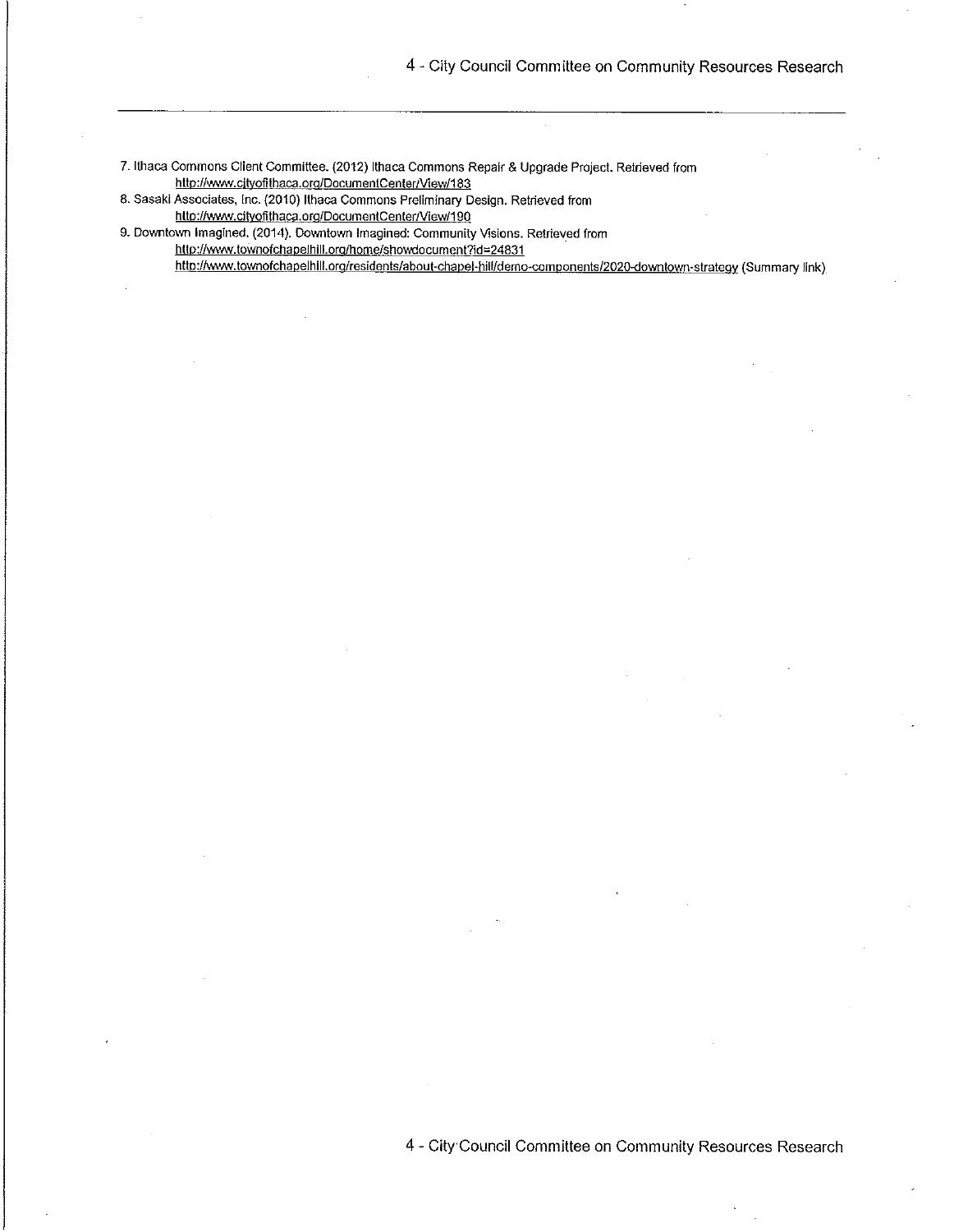7. Ithaca Commons Client Committee. (2012) Ithaca Commons Repair & Upgrade Project. Retrieved from
   http://www.cityofithaca.org/DocumentCenter/View/183
8. Sasaki Associates, Inc. (2010) Ithaca Commons Preliminary Design. Retrieved from
   http://www.cityofithaca.org/DocumentCenter/View/190
9. Downtown Imagined. (2014). Downtown Imagined: Community Visions. Retrieved from
   http://www.townofchapelhill.org/home/showdocument?id=24831
   http://www.townofchapelhill.org/residents/about-chapel-hill/demo-components/2020-downtown-strategy (Summary link)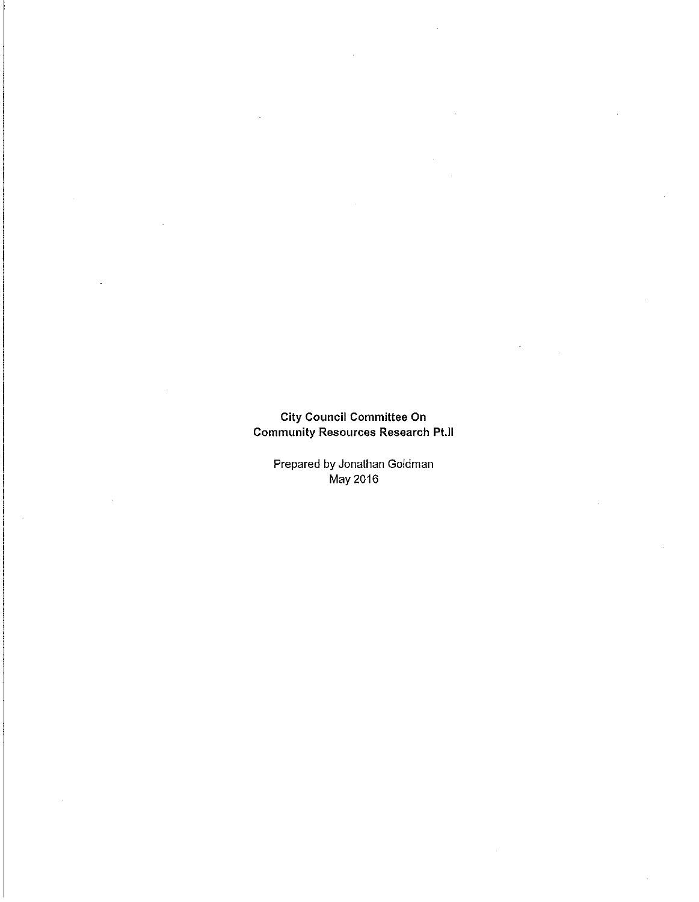**City Council Committee On**
**Community Resources Research Pt.II**

Prepared by Jonathan Goldman
May 2016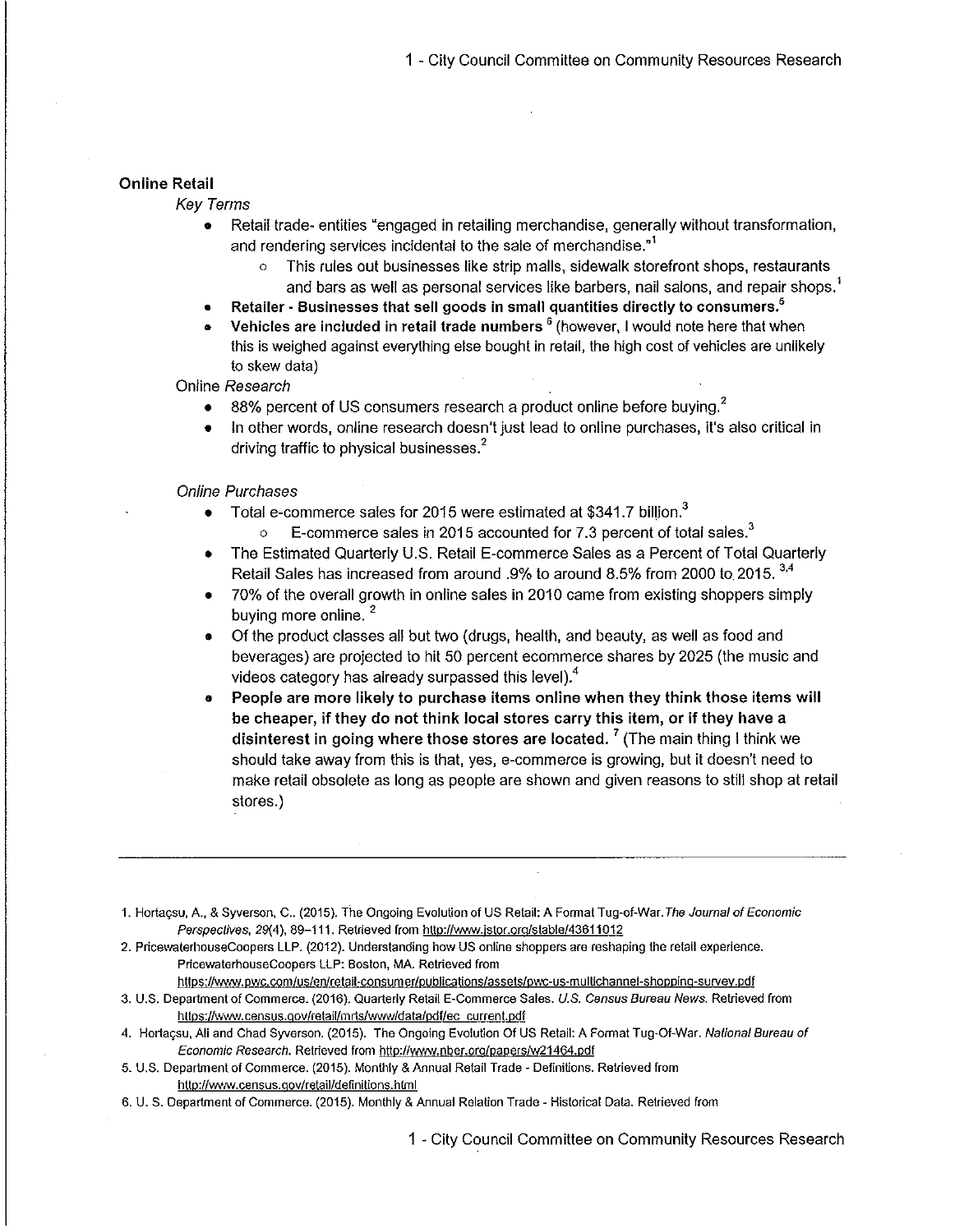## Online Retail

### *Key Terms*

- Retail trade- entities "engaged in retailing merchandise, generally without transformation, and rendering services incidental to the sale of merchandise."[1]
  - This rules out businesses like strip malls, sidewalk storefront shops, restaurants and bars as well as personal services like barbers, nail salons, and repair shops.[1]
- **Retailer - Businesses that sell goods in small quantities directly to consumers.**[5]
- **Vehicles are included in retail trade numbers** [6] (however, I would note here that when this is weighed against everything else bought in retail, the high cost of vehicles are unlikely to skew data)

### Online *Research*

- 88% percent of US consumers research a product online before buying.[2]
- In other words, online research doesn't just lead to online purchases, it's also critical in driving traffic to physical businesses.[2]

### *Online Purchases*

- Total e-commerce sales for 2015 were estimated at $341.7 billion.[3]
  - E-commerce sales in 2015 accounted for 7.3 percent of total sales.[3]
- The Estimated Quarterly U.S. Retail E-commerce Sales as a Percent of Total Quarterly Retail Sales has increased from around .9% to around 8.5% from 2000 to 2015. [3,4]
- 70% of the overall growth in online sales in 2010 came from existing shoppers simply buying more online. [2]
- Of the product classes all but two (drugs, health, and beauty, as well as food and beverages) are projected to hit 50 percent ecommerce shares by 2025 (the music and videos category has already surpassed this level).[4]
- **People are more likely to purchase items online when they think those items will be cheaper, if they do not think local stores carry this item, or if they have a disinterest in going where those stores are located.** [7] (The main thing I think we should take away from this is that, yes, e-commerce is growing, but it doesn't need to make retail obsolete as long as people are shown and given reasons to still shop at retail stores.)

---

1. Hortaçsu, A., & Syverson, C.. (2015). The Ongoing Evolution of US Retail: A Format Tug-of-War. *The Journal of Economic Perspectives, 29*(4), 89–111. Retrieved from http://www.jstor.org/stable/43611012
2. PricewaterhouseCoopers LLP. (2012). Understanding how US online shoppers are reshaping the retail experience. PricewaterhouseCoopers LLP: Boston, MA. Retrieved from https://www.pwc.com/us/en/retail-consumer/publications/assets/pwc-us-multichannel-shopping-survey.pdf
3. U.S. Department of Commerce. (2016). Quarterly Retail E-Commerce Sales. *U.S. Census Bureau News*. Retrieved from https://www.census.gov/retail/mrts/www/data/pdf/ec_current.pdf
4. Hortaçsu, Ali and Chad Syverson. (2015). The Ongoing Evolution Of US Retail: A Format Tug-Of-War. *National Bureau of Economic Research*. Retrieved from http://www.nber.org/papers/w21464.pdf
5. U.S. Department of Commerce. (2015). Monthly & Annual Retail Trade - Definitions. Retrieved from http://www.census.gov/retail/definitions.html
6. U. S. Department of Commerce. (2015). Monthly & Annual Relation Trade - Historical Data. Retrieved from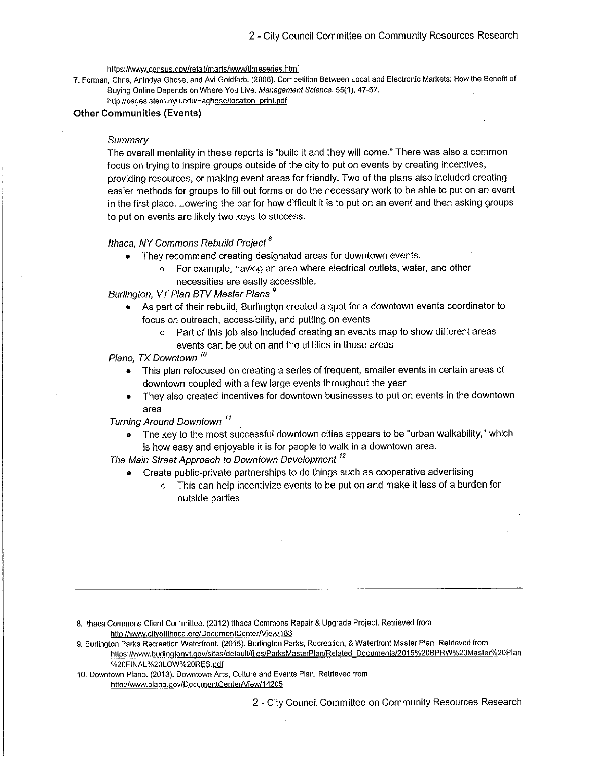https://www.census.gov/retail/marts/www/timeseries.html

7. Forman, Chris, Anindya Ghose, and Avi Goldfarb. (2006). Competition Between Local and Electronic Markets: How the Benefit of Buying Online Depends on Where You Live. *Management Science*, 55(1), 47-57. http://pages.stern.nyu.edu/~aghose/location_print.pdf

**Other Communities (Events)**

*Summary*

The overall mentality in these reports is "build it and they will come." There was also a common focus on trying to inspire groups outside of the city to put on events by creating incentives, providing resources, or making event areas for friendly. Two of the plans also included creating easier methods for groups to fill out forms or do the necessary work to be able to put on an event in the first place. Lowering the bar for how difficult it is to put on an event and then asking groups to put on events are likely two keys to success.

*Ithaca, NY Commons Rebuild Project* [8]

- They recommend creating designated areas for downtown events.
    - For example, having an area where electrical outlets, water, and other necessities are easily accessible.

*Burlington, VT Plan BTV Master Plans* [9]

- As part of their rebuild, Burlington created a spot for a downtown events coordinator to focus on outreach, accessibility, and putting on events
    - Part of this job also included creating an events map to show different areas events can be put on and the utilities in those areas

*Plano, TX Downtown* [10]

- This plan refocused on creating a series of frequent, smaller events in certain areas of downtown coupled with a few large events throughout the year
- They also created incentives for downtown businesses to put on events in the downtown area

*Turning Around Downtown* [11]

- The key to the most successful downtown cities appears to be "urban walkability," which is how easy and enjoyable it is for people to walk in a downtown area.

*The Main Street Approach to Downtown Development* [12]

- Create public-private partnerships to do things such as cooperative advertising
    - This can help incentivize events to be put on and make it less of a burden for outside parties

---

8. Ithaca Commons Client Committee. (2012) Ithaca Commons Repair & Upgrade Project. Retrieved from http://www.cityofithaca.org/DocumentCenter/View/183
9. Burlington Parks Recreation Waterfront. (2015). Burlington Parks, Recreation, & Waterfront Master Plan. Retrieved from https://www.burlingtonvt.gov/sites/default/files/ParksMasterPlan/Related_Documents/2015%20BPRW%20Master%20Plan%20FINAL%20LOW%20RES.pdf
10. Downtown Plano. (2013). Downtown Arts, Culture and Events Plan. Retrieved from http://www.plano.gov/DocumentCenter/View/14205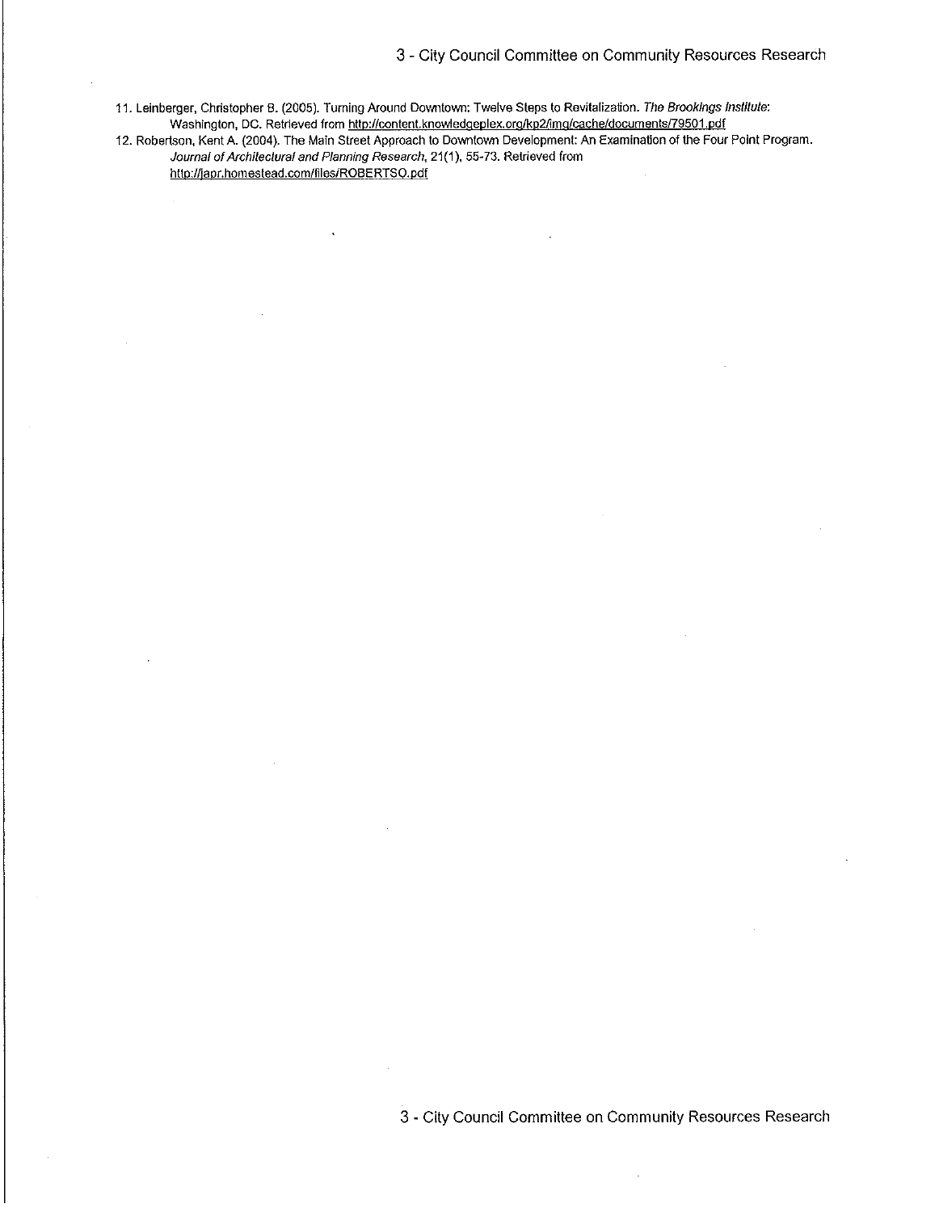11. Leinberger, Christopher B. (2005). Turning Around Downtown: Twelve Steps to Revitalization. *The Brookings Institute*: Washington, DC. Retrieved from http://content.knowledgeplex.org/kp2/img/cache/documents/79501.pdf
12. Robertson, Kent A. (2004). The Main Street Approach to Downtown Development: An Examination of the Four Point Program. *Journal of Architectural and Planning Research*, 21(1), 55-73. Retrieved from http://japr.homestead.com/files/ROBERTSO.pdf